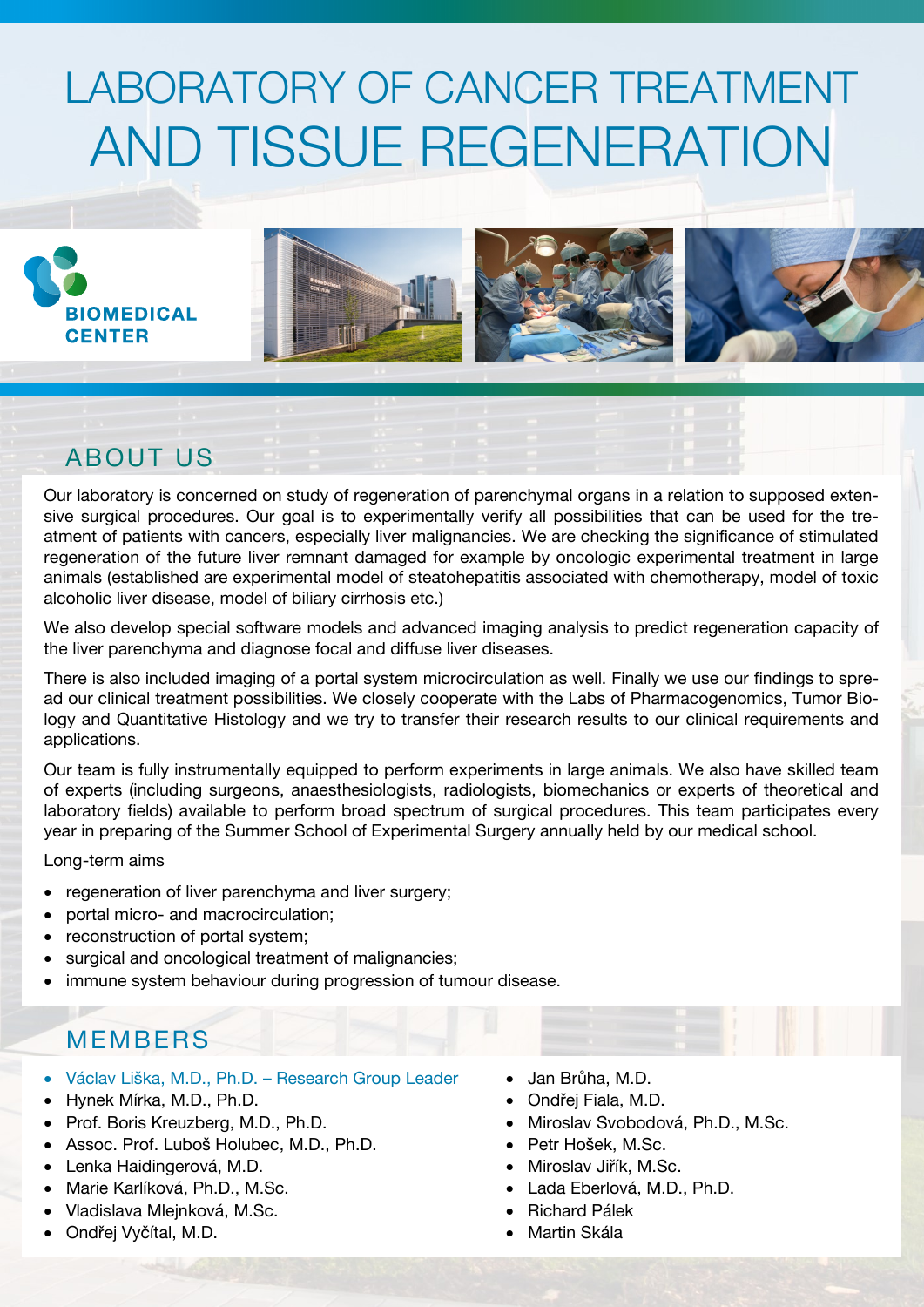# LABORATORY OF CANCER TREATMENT AND TISSUE REGENERATION

BIOMEDICAL CENTER

## ABOUT US

Our laboratory is concerned on study of regeneration of parenchymal organs in a relation to supposed extensive surgical procedures. Our goal is to experimentally verify all possibilities that can be used for the treatment of patients with cancers, especially liver malignancies. We are checking the significance of stimulated regeneration of the future liver remnant damaged for example by oncologic experimental treatment in large animals (established are experimental model of steatohepatitis associated with chemotherapy, model of toxic alcoholic liver disease, model of biliary cirrhosis etc.)

We also develop special software models and advanced imaging analysis to predict regeneration capacity of the liver parenchyma and diagnose focal and diffuse liver diseases.

There is also included imaging of a portal system microcirculation as well. Finally we use our findings to spread our clinical treatment possibilities. We closely cooperate with the Labs of Pharmacogenomics, Tumor Biology and Quantitative Histology and we try to transfer their research results to our clinical requirements and applications.

Our team is fully instrumentally equipped to perform experiments in large animals. We also have skilled team of experts (including surgeons, anaesthesiologists, radiologists, biomechanics or experts of theoretical and laboratory fields) available to perform broad spectrum of surgical procedures. This team participates every year in preparing of the Summer School of Experimental Surgery annually held by our medical school.

Long-term aims

- regeneration of liver parenchyma and liver surgery;
- portal micro- and macrocirculation;
- reconstruction of portal system;
- surgical and oncological treatment of malignancies;
- immune system behaviour during progression of tumour disease.

## MEMBERS

- Václav Liška, M.D., Ph.D. – Research Group Leader
- Hynek Mírka, M.D., Ph.D.
- Prof. Boris Kreuzberg, M.D., Ph.D.
- Assoc. Prof. Luboš Holubec, M.D., Ph.D.
- Lenka Haidingerová, M.D.
- Marie Karlíková, Ph.D., M.Sc.
- Vladislava Mlejnková, M.Sc.
- Ondřej Vyčítal, M.D.
- Jan Brůha, M.D.
- Ondřej Fiala, M.D.
- Miroslav Svobodová, Ph.D., M.Sc.
- Petr Hošek, M.Sc.
- Miroslav Jiřík, M.Sc.
- Lada Eberlová, M.D., Ph.D.
- Richard Pálek
- Martin Skála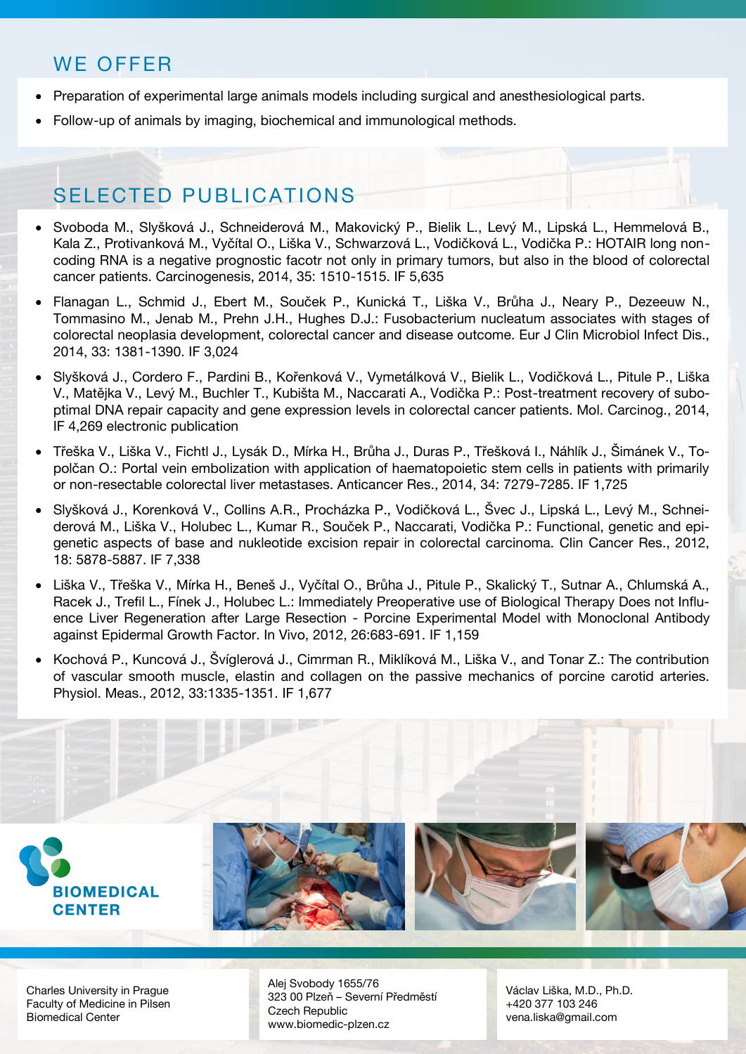## WE OFFER

- Preparation of experimental large animals models including surgical and anesthesiological parts.
- Follow-up of animals by imaging, biochemical and immunological methods.

## SELECTED PUBLICATIONS

- Svoboda M., Slyšková J., Schneiderová M., Makovický P., Bielik L., Levý M., Lipská L., Hemmelová B., Kala Z., Protivanková M., Vyčítal O., Liška V., Schwarzová L., Vodičková L., Vodička P.: HOTAIR long non-coding RNA is a negative prognostic facotr not only in primary tumors, but also in the blood of colorectal cancer patients. Carcinogenesis, 2014, 35: 1510-1515. IF 5,635
- Flanagan L., Schmid J., Ebert M., Souček P., Kunická T., Liška V., Brůha J., Neary P., Dezeeuw N., Tommasino M., Jenab M., Prehn J.H., Hughes D.J.: Fusobacterium nucleatum associates with stages of colorectal neoplasia development, colorectal cancer and disease outcome. Eur J Clin Microbiol Infect Dis., 2014, 33: 1381-1390. IF 3,024
- Slyšková J., Cordero F., Pardini B., Kořenková V., Vymetálková V., Bielik L., Vodičková L., Pitule P., Liška V., Matějka V., Levý M., Buchler T., Kubišta M., Naccarati A., Vodička P.: Post-treatment recovery of suboptimal DNA repair capacity and gene expression levels in colorectal cancer patients. Mol. Carcinog., 2014, IF 4,269 electronic publication
- Třeška V., Liška V., Fichtl J., Lysák D., Mírka H., Brůha J., Duras P., Třešková I., Náhlík J., Šimánek V., Topolčan O.: Portal vein embolization with application of haematopoietic stem cells in patients with primarily or non-resectable colorectal liver metastases. Anticancer Res., 2014, 34: 7279-7285. IF 1,725
- Slyšková J., Korenková V., Collins A.R., Procházka P., Vodičková L., Švec J., Lipská L., Levý M., Schneiderová M., Liška V., Holubec L., Kumar R., Souček P., Naccarati, Vodička P.: Functional, genetic and epigenetic aspects of base and nukleotide excision repair in colorectal carcinoma. Clin Cancer Res., 2012, 18: 5878-5887. IF 7,338
- Liška V., Třeška V., Mírka H., Beneš J., Vyčítal O., Brůha J., Pitule P., Skalický T., Sutnar A., Chlumská A., Racek J., Trefil L., Fínek J., Holubec L.: Immediately Preoperative use of Biological Therapy Does not Influence Liver Regeneration after Large Resection - Porcine Experimental Model with Monoclonal Antibody against Epidermal Growth Factor. In Vivo, 2012, 26:683-691. IF 1,159
- Kochová P., Kuncová J., Švíglerová J., Cimrman R., Miklíková M., Liška V., and Tonar Z.: The contribution of vascular smooth muscle, elastin and collagen on the passive mechanics of porcine carotid arteries. Physiol. Meas., 2012, 33:1335-1351. IF 1,677

**BIOMEDICAL CENTER**

Charles University in Prague
Faculty of Medicine in Pilsen
Biomedical Center

Alej Svobody 1655/76
323 00 Plzeň – Severní Předměstí
Czech Republic
www.biomedic-plzen.cz

Václav Liška, M.D., Ph.D.
+420 377 103 246
vena.liska@gmail.com